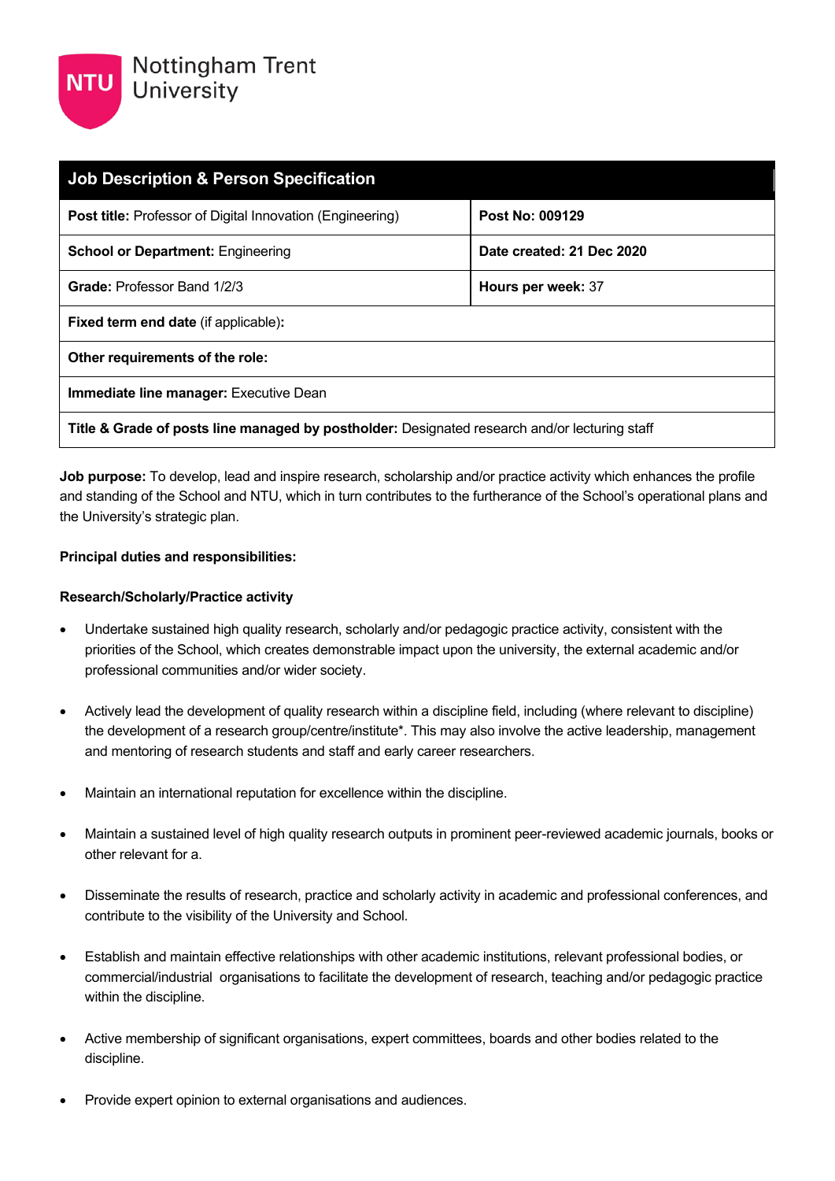Nottingham Trent University

| Job Description & Person Specification | |
|---|---|
| **Post title:** Professor of Digital Innovation (Engineering) | **Post No: 009129** |
| **School or Department:** Engineering | **Date created: 21 Dec 2020** |
| **Grade:** Professor Band 1/2/3 | **Hours per week:** 37 |
| **Fixed term end date** (if applicable)**:** | |
| **Other requirements of the role:** | |
| **Immediate line manager:** Executive Dean | |
| **Title & Grade of posts line managed by postholder:** Designated research and/or lecturing staff | |

**Job purpose:** To develop, lead and inspire research, scholarship and/or practice activity which enhances the profile and standing of the School and NTU, which in turn contributes to the furtherance of the School's operational plans and the University's strategic plan.

**Principal duties and responsibilities:**

**Research/Scholarly/Practice activity**

- Undertake sustained high quality research, scholarly and/or pedagogic practice activity, consistent with the priorities of the School, which creates demonstrable impact upon the university, the external academic and/or professional communities and/or wider society.

- Actively lead the development of quality research within a discipline field, including (where relevant to discipline) the development of a research group/centre/institute*. This may also involve the active leadership, management and mentoring of research students and staff and early career researchers.

- Maintain an international reputation for excellence within the discipline.

- Maintain a sustained level of high quality research outputs in prominent peer-reviewed academic journals, books or other relevant for a.

- Disseminate the results of research, practice and scholarly activity in academic and professional conferences, and contribute to the visibility of the University and School.

- Establish and maintain effective relationships with other academic institutions, relevant professional bodies, or commercial/industrial organisations to facilitate the development of research, teaching and/or pedagogic practice within the discipline.

- Active membership of significant organisations, expert committees, boards and other bodies related to the discipline.

- Provide expert opinion to external organisations and audiences.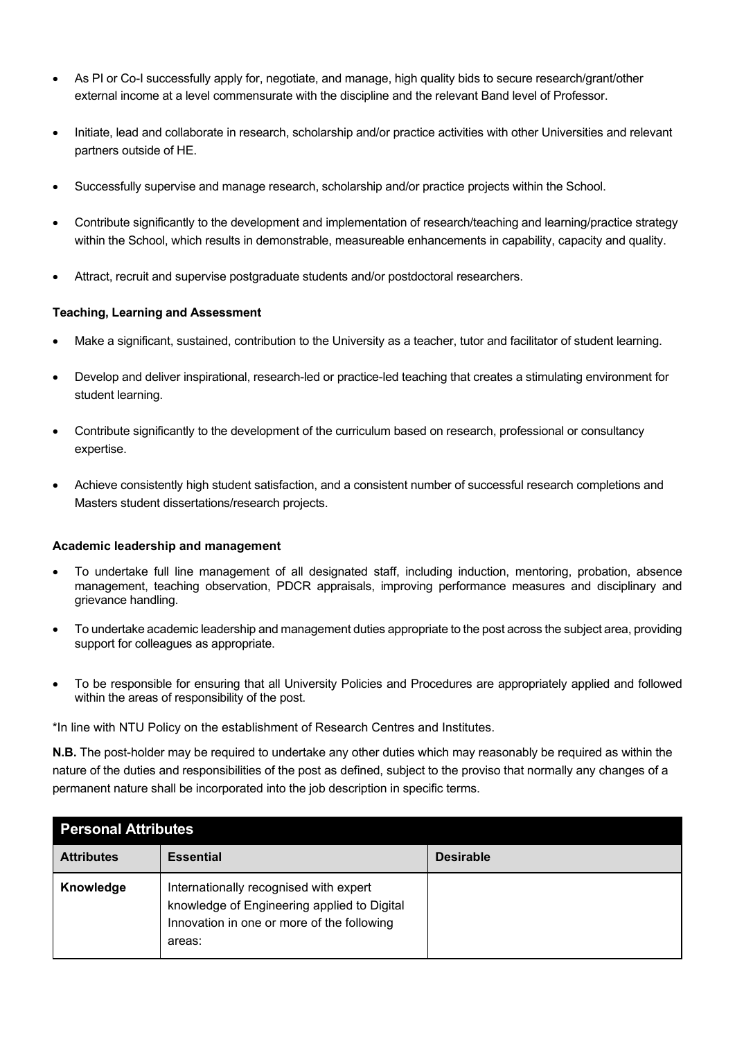- As PI or Co-I successfully apply for, negotiate, and manage, high quality bids to secure research/grant/other external income at a level commensurate with the discipline and the relevant Band level of Professor.
- Initiate, lead and collaborate in research, scholarship and/or practice activities with other Universities and relevant partners outside of HE.
- Successfully supervise and manage research, scholarship and/or practice projects within the School.
- Contribute significantly to the development and implementation of research/teaching and learning/practice strategy within the School, which results in demonstrable, measureable enhancements in capability, capacity and quality.
- Attract, recruit and supervise postgraduate students and/or postdoctoral researchers.

**Teaching, Learning and Assessment**

- Make a significant, sustained, contribution to the University as a teacher, tutor and facilitator of student learning.
- Develop and deliver inspirational, research-led or practice-led teaching that creates a stimulating environment for student learning.
- Contribute significantly to the development of the curriculum based on research, professional or consultancy expertise.
- Achieve consistently high student satisfaction, and a consistent number of successful research completions and Masters student dissertations/research projects.

**Academic leadership and management**

- To undertake full line management of all designated staff, including induction, mentoring, probation, absence management, teaching observation, PDCR appraisals, improving performance measures and disciplinary and grievance handling.
- To undertake academic leadership and management duties appropriate to the post across the subject area, providing support for colleagues as appropriate.
- To be responsible for ensuring that all University Policies and Procedures are appropriately applied and followed within the areas of responsibility of the post.

*In line with NTU Policy on the establishment of Research Centres and Institutes.

**N.B.** The post-holder may be required to undertake any other duties which may reasonably be required as within the nature of the duties and responsibilities of the post as defined, subject to the proviso that normally any changes of a permanent nature shall be incorporated into the job description in specific terms.

| **Personal Attributes** | | |
|---|---|---|
| **Attributes** | **Essential** | **Desirable** |
| **Knowledge** | Internationally recognised with expert knowledge of Engineering applied to Digital Innovation in one or more of the following areas: | |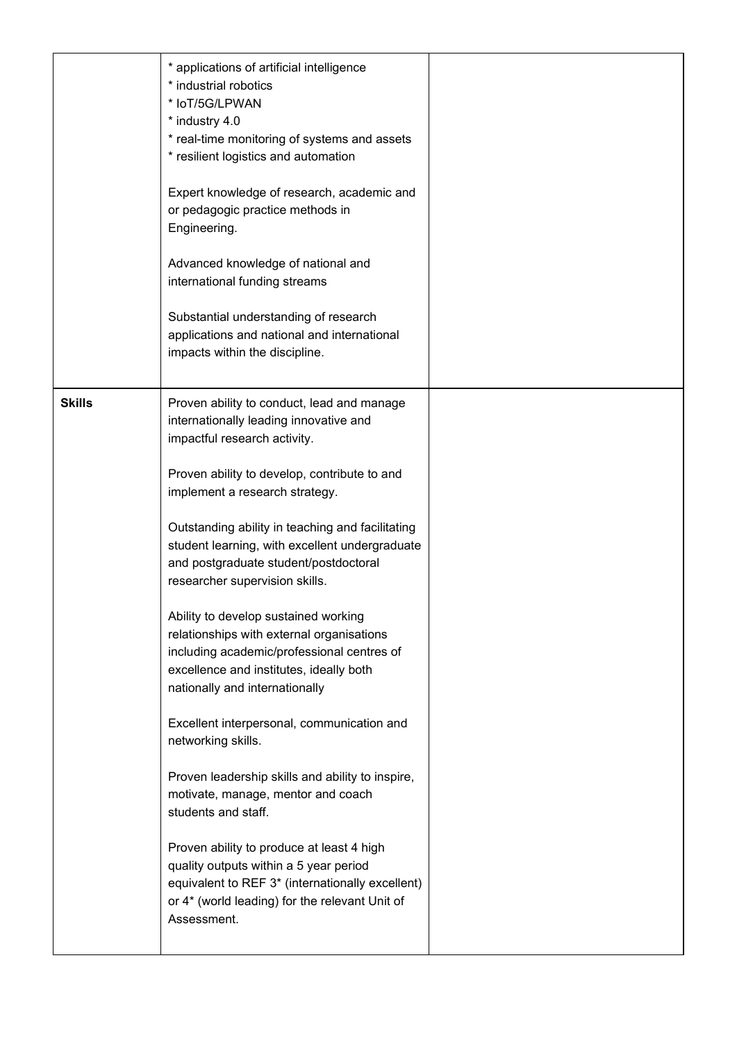|  |  |  |
| --- | --- | --- |
|  | * applications of artificial intelligence<br>* industrial robotics<br>* IoT/5G/LPWAN<br>* industry 4.0<br>* real-time monitoring of systems and assets<br>* resilient logistics and automation<br><br>Expert knowledge of research, academic and or pedagogic practice methods in Engineering.<br><br>Advanced knowledge of national and international funding streams<br><br>Substantial understanding of research applications and national and international impacts within the discipline. |  |
| **Skills** | Proven ability to conduct, lead and manage internationally leading innovative and impactful research activity.<br><br>Proven ability to develop, contribute to and implement a research strategy.<br><br>Outstanding ability in teaching and facilitating student learning, with excellent undergraduate and postgraduate student/postdoctoral researcher supervision skills.<br><br>Ability to develop sustained working relationships with external organisations including academic/professional centres of excellence and institutes, ideally both nationally and internationally<br><br>Excellent interpersonal, communication and networking skills.<br><br>Proven leadership skills and ability to inspire, motivate, manage, mentor and coach students and staff.<br><br>Proven ability to produce at least 4 high quality outputs within a 5 year period equivalent to REF 3* (internationally excellent) or 4* (world leading) for the relevant Unit of Assessment. |  |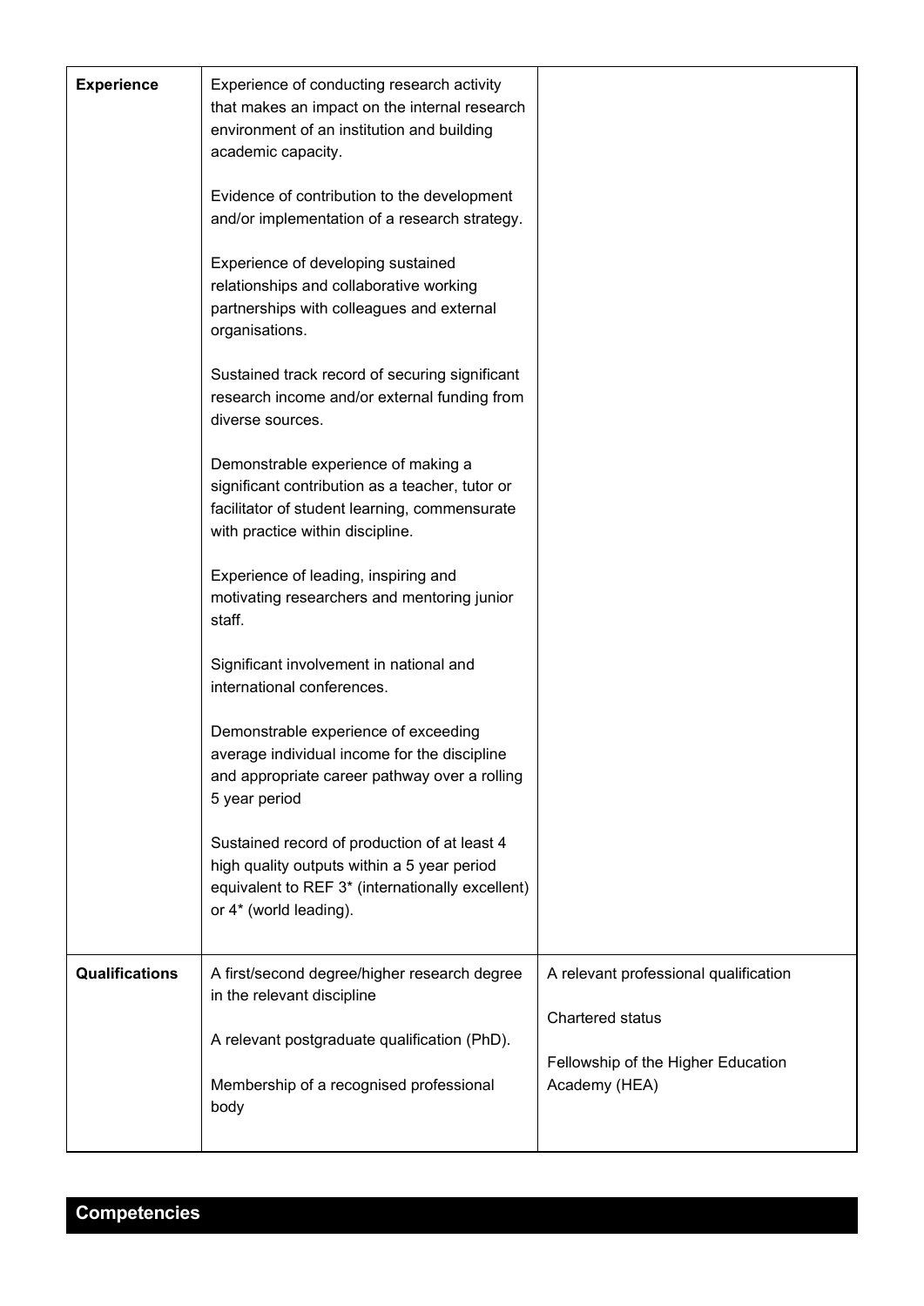| | | |
|---|---|---|
| **Experience** | Experience of conducting research activity that makes an impact on the internal research environment of an institution and building academic capacity.<br><br>Evidence of contribution to the development and/or implementation of a research strategy.<br><br>Experience of developing sustained relationships and collaborative working partnerships with colleagues and external organisations.<br><br>Sustained track record of securing significant research income and/or external funding from diverse sources.<br><br>Demonstrable experience of making a significant contribution as a teacher, tutor or facilitator of student learning, commensurate with practice within discipline.<br><br>Experience of leading, inspiring and motivating researchers and mentoring junior staff.<br><br>Significant involvement in national and international conferences.<br><br>Demonstrable experience of exceeding average individual income for the discipline and appropriate career pathway over a rolling 5 year period<br><br>Sustained record of production of at least 4 high quality outputs within a 5 year period equivalent to REF 3* (internationally excellent) or 4* (world leading). | |
| **Qualifications** | A first/second degree/higher research degree in the relevant discipline<br><br>A relevant postgraduate qualification (PhD).<br><br>Membership of a recognised professional body | A relevant professional qualification<br><br>Chartered status<br><br>Fellowship of the Higher Education Academy (HEA) |

## Competencies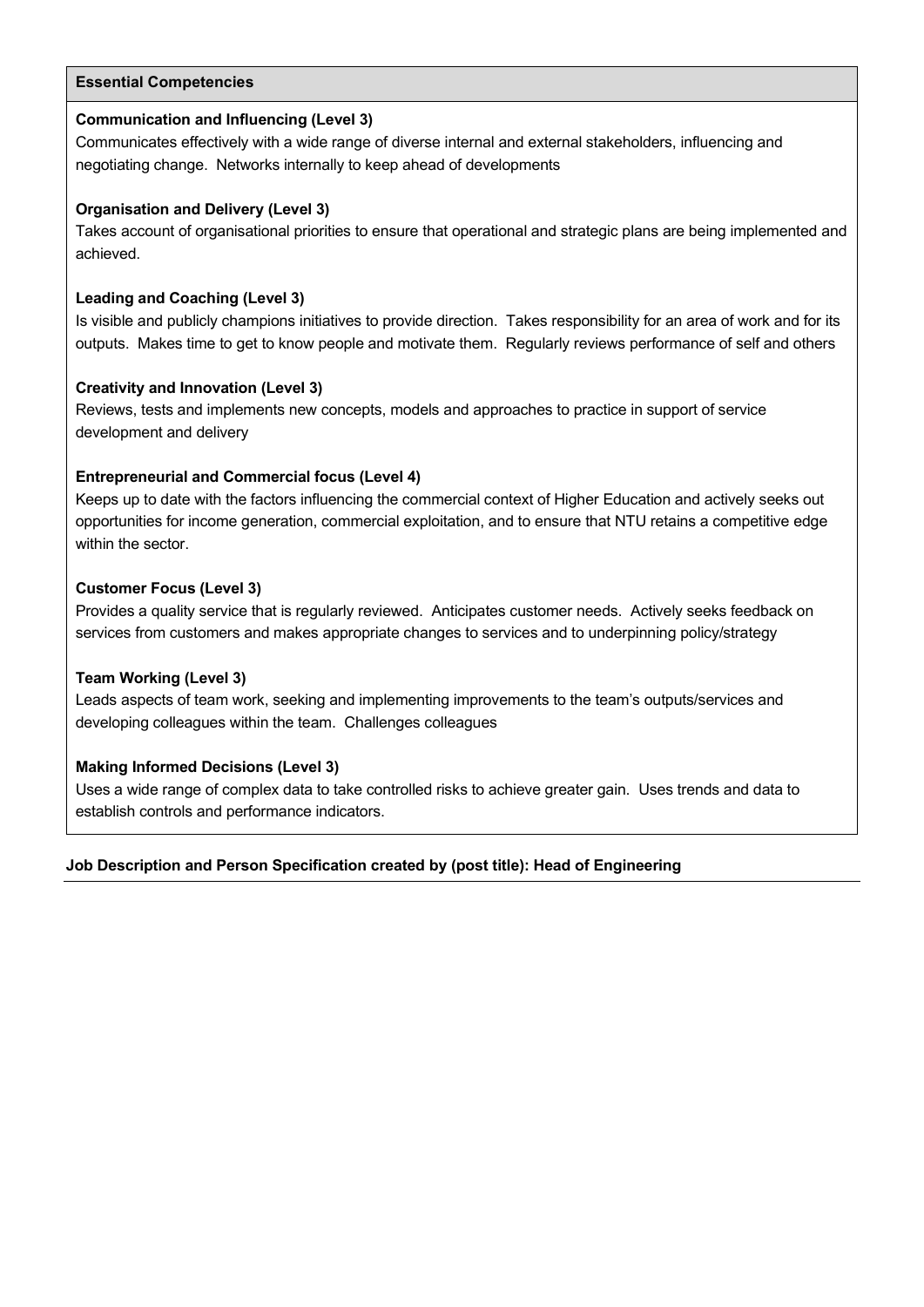## Essential Competencies

**Communication and Influencing (Level 3)**
Communicates effectively with a wide range of diverse internal and external stakeholders, influencing and negotiating change. Networks internally to keep ahead of developments

**Organisation and Delivery (Level 3)**
Takes account of organisational priorities to ensure that operational and strategic plans are being implemented and achieved.

**Leading and Coaching (Level 3)**
Is visible and publicly champions initiatives to provide direction. Takes responsibility for an area of work and for its outputs. Makes time to get to know people and motivate them. Regularly reviews performance of self and others

**Creativity and Innovation (Level 3)**
Reviews, tests and implements new concepts, models and approaches to practice in support of service development and delivery

**Entrepreneurial and Commercial focus (Level 4)**
Keeps up to date with the factors influencing the commercial context of Higher Education and actively seeks out opportunities for income generation, commercial exploitation, and to ensure that NTU retains a competitive edge within the sector.

**Customer Focus (Level 3)**
Provides a quality service that is regularly reviewed. Anticipates customer needs. Actively seeks feedback on services from customers and makes appropriate changes to services and to underpinning policy/strategy

**Team Working (Level 3)**
Leads aspects of team work, seeking and implementing improvements to the team's outputs/services and developing colleagues within the team. Challenges colleagues

**Making Informed Decisions (Level 3)**
Uses a wide range of complex data to take controlled risks to achieve greater gain. Uses trends and data to establish controls and performance indicators.

**Job Description and Person Specification created by (post title): Head of Engineering**